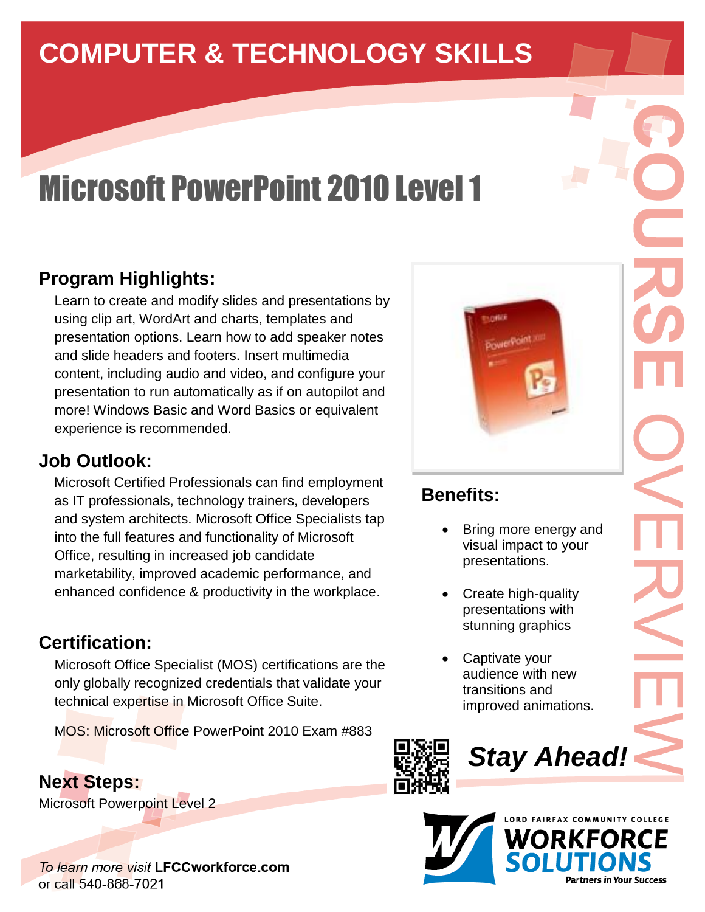# COMPUTER & TECHNOLOGY SKILLS

# Microsoft PowerPoint 2010 Level 1

COURSE OVERVIEW

## Program Highlights:

Learn to create and modify slides and presentations by using clip art, WordArt and charts, templates and presentation options. Learn how to add speaker notes and slide headers and footers. Insert multimedia content, including audio and video, and configure your presentation to run automatically as if on autopilot and more! Windows Basic and Word Basics or equivalent experience is recommended.

## Job Outlook:

Microsoft Certified Professionals can find employment as IT professionals, technology trainers, developers and system architects. Microsoft Office Specialists tap into the full features and functionality of Microsoft Office, resulting in increased job candidate marketability, improved academic performance, and enhanced confidence & productivity in the workplace.

## Certification:

Microsoft Office Specialist (MOS) certifications are the only globally recognized credentials that validate your technical expertise in Microsoft Office Suite.

MOS: Microsoft Office PowerPoint 2010 Exam #883

## Next Steps:

Microsoft Powerpoint Level 2

## Benefits:

- Bring more energy and visual impact to your presentations.
- Create high-quality presentations with stunning graphics
- Captivate your audience with new transitions and improved animations.

***Stay Ahead!***

*To learn more visit* **LFCCworkforce.com**
or call 540-868-7021

LORD FAIRFAX COMMUNITY COLLEGE
WORKFORCE SOLUTIONS
Partners in Your Success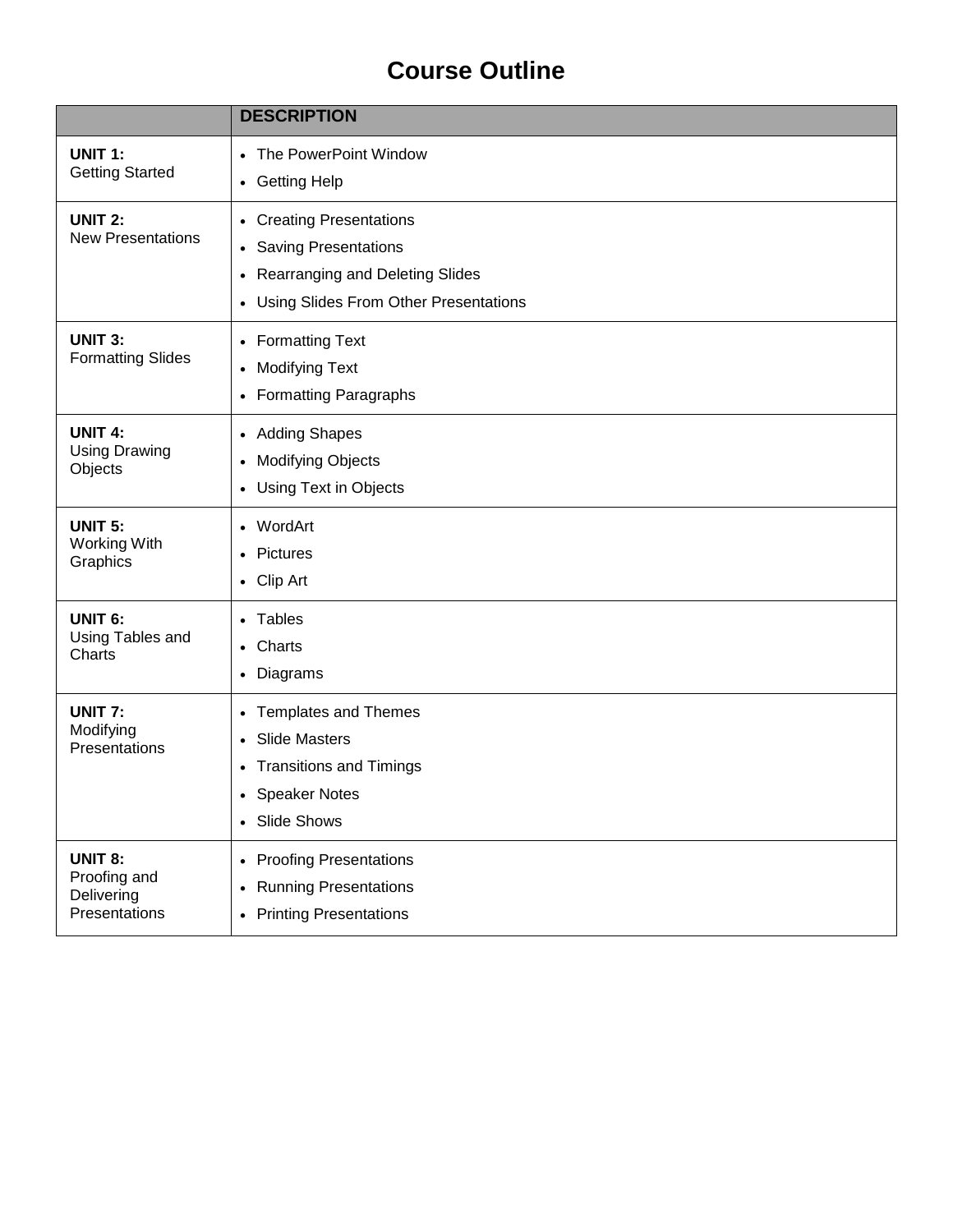# Course Outline

| | DESCRIPTION |
|---|---|
| **UNIT 1:** Getting Started | • The PowerPoint Window<br>• Getting Help |
| **UNIT 2:** New Presentations | • Creating Presentations<br>• Saving Presentations<br>• Rearranging and Deleting Slides<br>• Using Slides From Other Presentations |
| **UNIT 3:** Formatting Slides | • Formatting Text<br>• Modifying Text<br>• Formatting Paragraphs |
| **UNIT 4:** Using Drawing Objects | • Adding Shapes<br>• Modifying Objects<br>• Using Text in Objects |
| **UNIT 5:** Working With Graphics | • WordArt<br>• Pictures<br>• Clip Art |
| **UNIT 6:** Using Tables and Charts | • Tables<br>• Charts<br>• Diagrams |
| **UNIT 7:** Modifying Presentations | • Templates and Themes<br>• Slide Masters<br>• Transitions and Timings<br>• Speaker Notes<br>• Slide Shows |
| **UNIT 8:** Proofing and Delivering Presentations | • Proofing Presentations<br>• Running Presentations<br>• Printing Presentations |